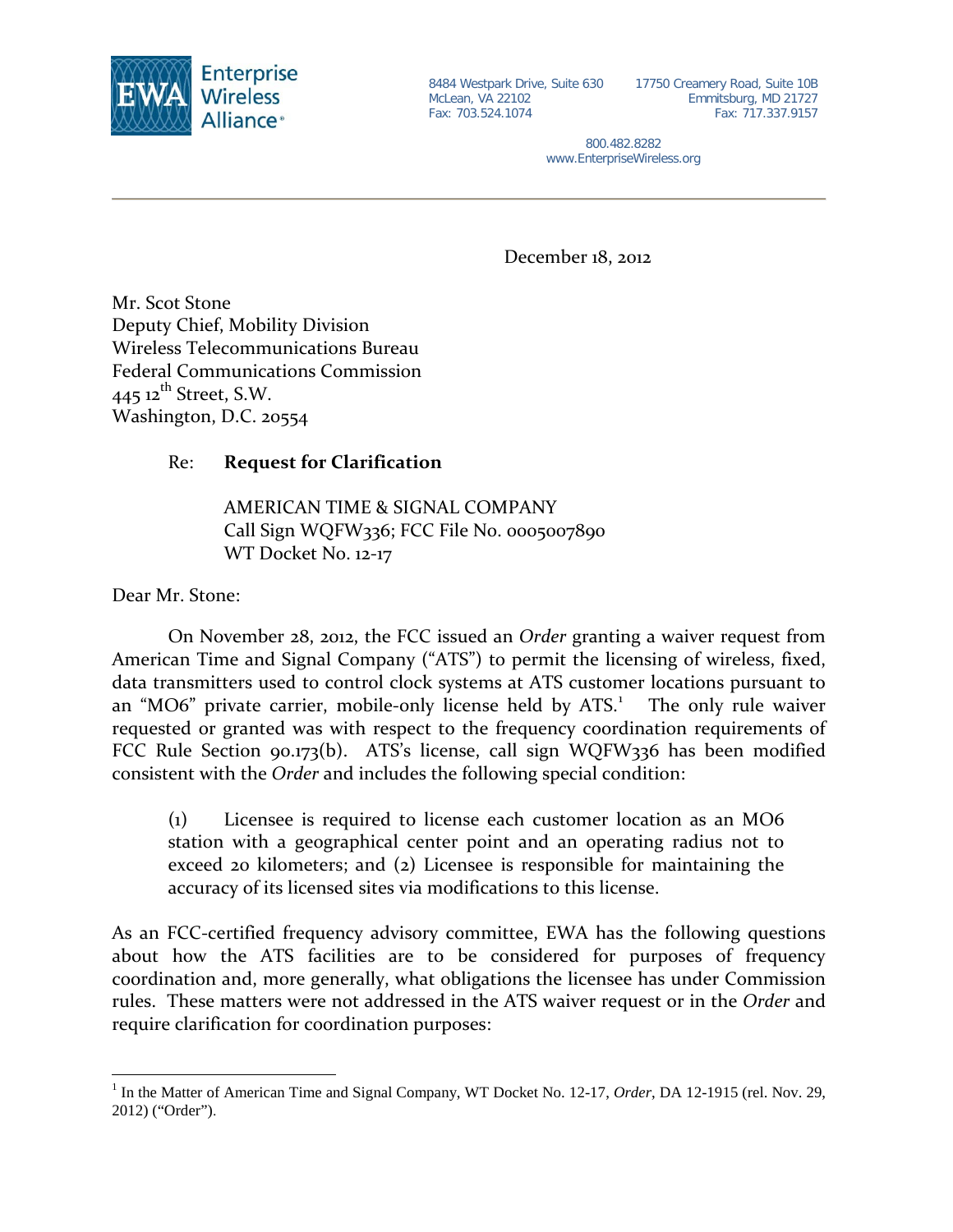Enterprise Wireless Alliance®

8484 Westpark Drive, Suite 630
McLean, VA 22102
Fax: 703.524.1074

17750 Creamery Road, Suite 10B
Emmitsburg, MD 21727
Fax: 717.337.9157

800.482.8282
www.EnterpriseWireless.org

December 18, 2012

Mr. Scot Stone
Deputy Chief, Mobility Division
Wireless Telecommunications Bureau
Federal Communications Commission
445 12th Street, S.W.
Washington, D.C. 20554

Re: **Request for Clarification**

AMERICAN TIME & SIGNAL COMPANY
Call Sign WQFW336; FCC File No. 0005007890
WT Docket No. 12-17

Dear Mr. Stone:

On November 28, 2012, the FCC issued an *Order* granting a waiver request from American Time and Signal Company ("ATS") to permit the licensing of wireless, fixed, data transmitters used to control clock systems at ATS customer locations pursuant to an "MO6" private carrier, mobile-only license held by ATS.[1] The only rule waiver requested or granted was with respect to the frequency coordination requirements of FCC Rule Section 90.173(b). ATS's license, call sign WQFW336 has been modified consistent with the *Order* and includes the following special condition:

> (1) Licensee is required to license each customer location as an MO6 station with a geographical center point and an operating radius not to exceed 20 kilometers; and (2) Licensee is responsible for maintaining the accuracy of its licensed sites via modifications to this license.

As an FCC-certified frequency advisory committee, EWA has the following questions about how the ATS facilities are to be considered for purposes of frequency coordination and, more generally, what obligations the licensee has under Commission rules. These matters were not addressed in the ATS waiver request or in the *Order* and require clarification for coordination purposes:

[1] In the Matter of American Time and Signal Company, WT Docket No. 12-17, *Order*, DA 12-1915 (rel. Nov. 29, 2012) ("Order").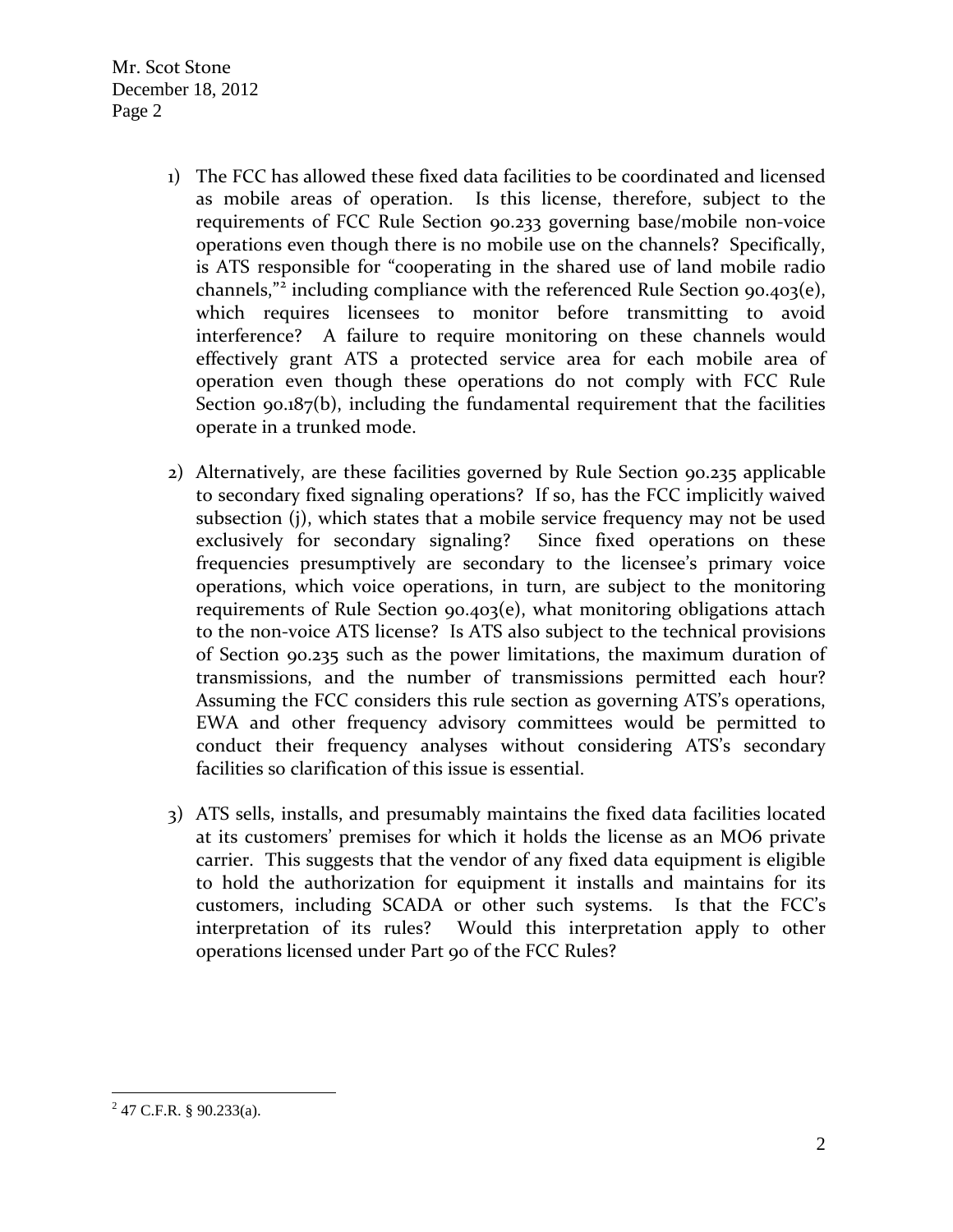1) The FCC has allowed these fixed data facilities to be coordinated and licensed as mobile areas of operation. Is this license, therefore, subject to the requirements of FCC Rule Section 90.233 governing base/mobile non-voice operations even though there is no mobile use on the channels? Specifically, is ATS responsible for "cooperating in the shared use of land mobile radio channels,"[2] including compliance with the referenced Rule Section 90.403(e), which requires licensees to monitor before transmitting to avoid interference? A failure to require monitoring on these channels would effectively grant ATS a protected service area for each mobile area of operation even though these operations do not comply with FCC Rule Section 90.187(b), including the fundamental requirement that the facilities operate in a trunked mode.

2) Alternatively, are these facilities governed by Rule Section 90.235 applicable to secondary fixed signaling operations? If so, has the FCC implicitly waived subsection (j), which states that a mobile service frequency may not be used exclusively for secondary signaling? Since fixed operations on these frequencies presumptively are secondary to the licensee's primary voice operations, which voice operations, in turn, are subject to the monitoring requirements of Rule Section 90.403(e), what monitoring obligations attach to the non-voice ATS license? Is ATS also subject to the technical provisions of Section 90.235 such as the power limitations, the maximum duration of transmissions, and the number of transmissions permitted each hour? Assuming the FCC considers this rule section as governing ATS's operations, EWA and other frequency advisory committees would be permitted to conduct their frequency analyses without considering ATS's secondary facilities so clarification of this issue is essential.

3) ATS sells, installs, and presumably maintains the fixed data facilities located at its customers' premises for which it holds the license as an MO6 private carrier. This suggests that the vendor of any fixed data equipment is eligible to hold the authorization for equipment it installs and maintains for its customers, including SCADA or other such systems. Is that the FCC's interpretation of its rules? Would this interpretation apply to other operations licensed under Part 90 of the FCC Rules?

---

[2] 47 C.F.R. § 90.233(a).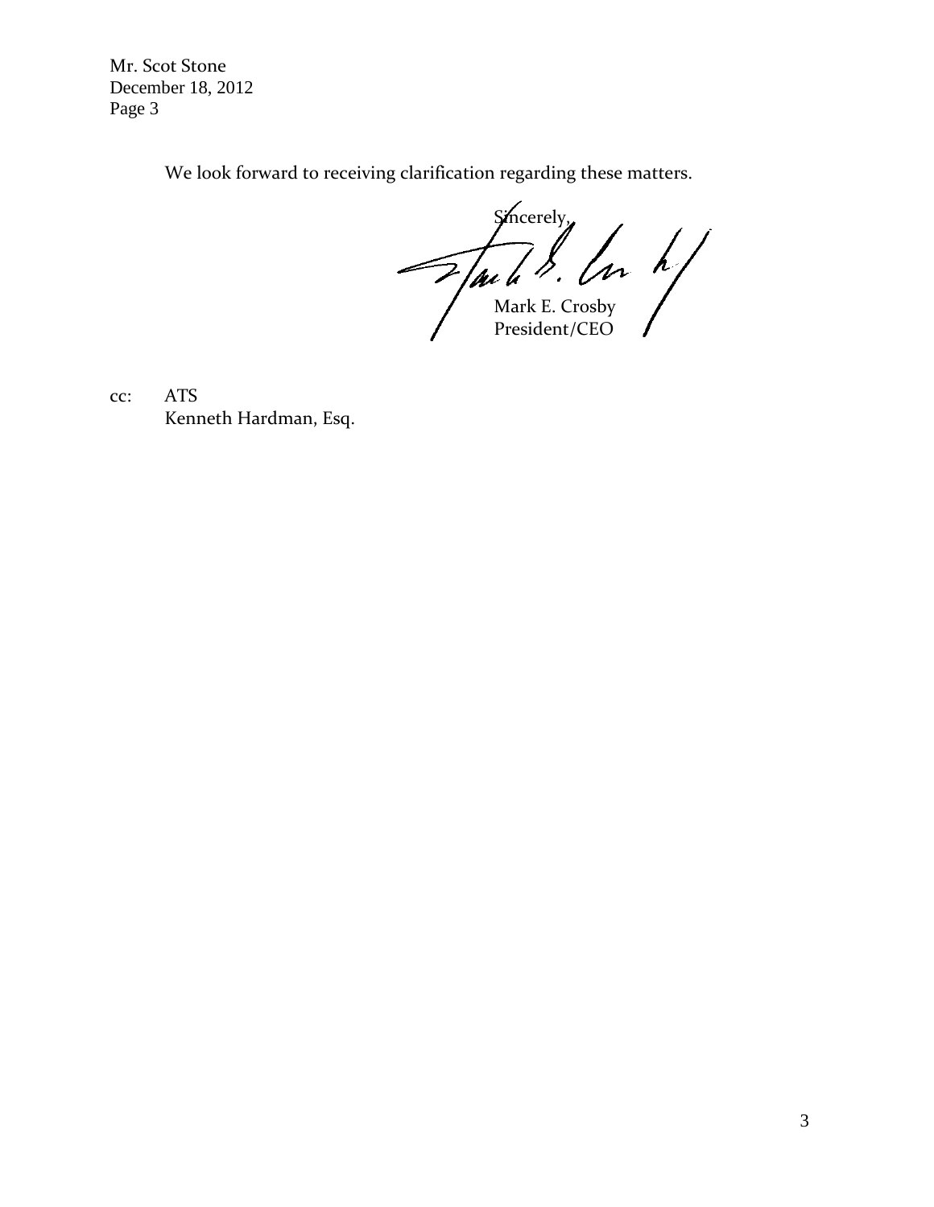Mr. Scot Stone
December 18, 2012
Page 3

We look forward to receiving clarification regarding these matters.

Sincerely,

Mark E. Crosby
President/CEO

cc: ATS
Kenneth Hardman, Esq.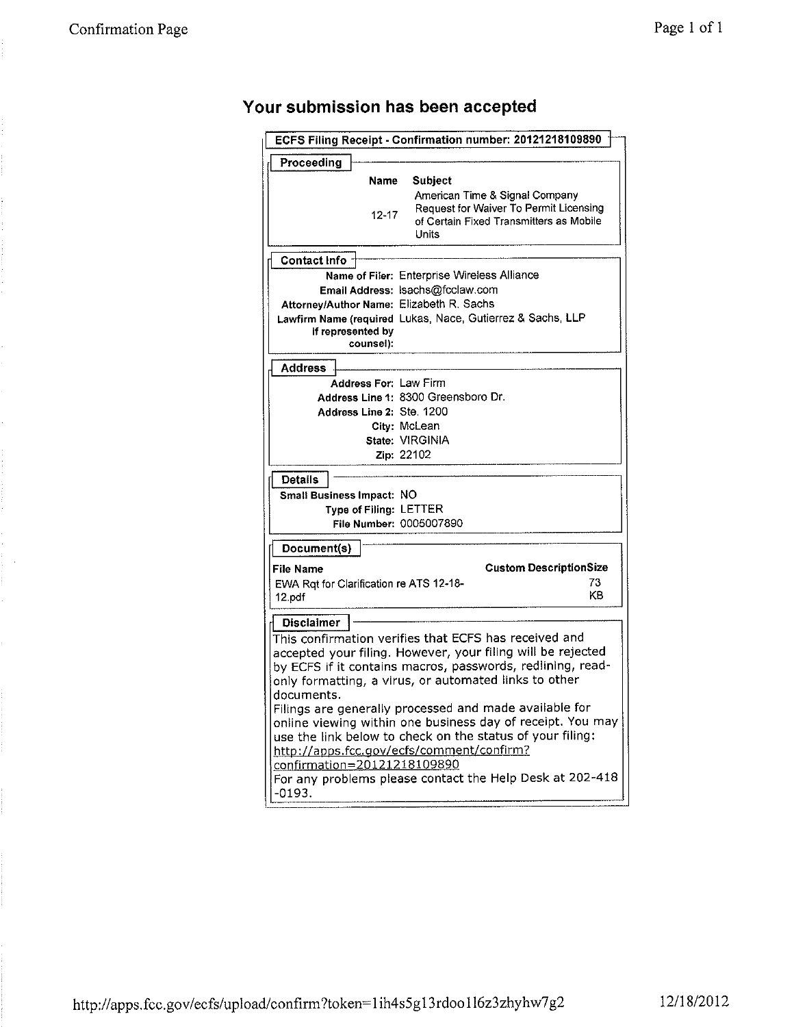# Your submission has been accepted

## ECFS Filing Receipt - Confirmation number: 20121218109890

### Proceeding

| Name | Subject |
|---|---|
| 12-17 | American Time & Signal Company Request for Waiver To Permit Licensing of Certain Fixed Transmitters as Mobile Units |

### Contact Info

**Name of Filer:** Enterprise Wireless Alliance
**Email Address:** lsachs@fcclaw.com
**Attorney/Author Name:** Elizabeth R. Sachs
**Lawfirm Name (required if represented by counsel):** Lukas, Nace, Gutierrez & Sachs, LLP

### Address

**Address For:** Law Firm
**Address Line 1:** 8300 Greensboro Dr.
**Address Line 2:** Ste. 1200
**City:** McLean
**State:** VIRGINIA
**Zip:** 22102

### Details

**Small Business Impact:** NO
**Type of Filing:** LETTER
**File Number:** 0005007890

### Document(s)

| File Name | Custom Description | Size |
|---|---|---|
| EWA Rqt for Clarification re ATS 12-18-12.pdf | | 73 KB |

### Disclaimer

This confirmation verifies that ECFS has received and accepted your filing. However, your filing will be rejected by ECFS if it contains macros, passwords, redlining, read-only formatting, a virus, or automated links to other documents.
Filings are generally processed and made available for online viewing within one business day of receipt. You may use the link below to check on the status of your filing:
http://apps.fcc.gov/ecfs/comment/confirm?confirmation=20121218109890
For any problems please contact the Help Desk at 202-418-0193.